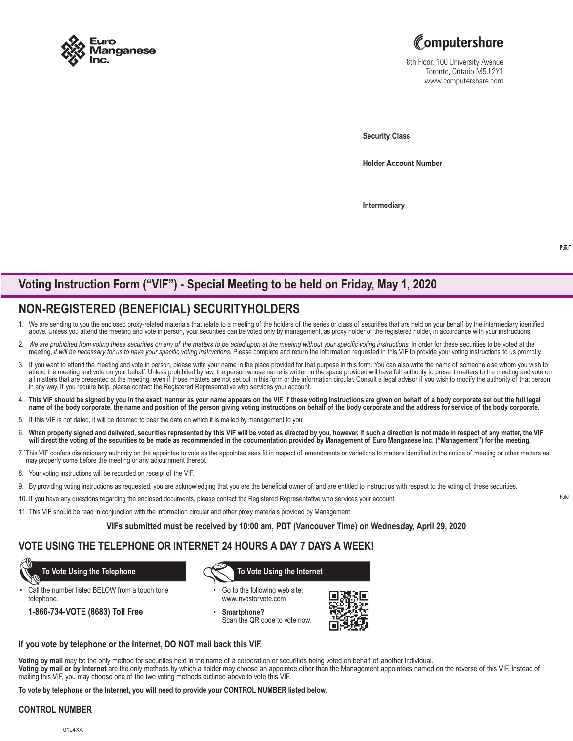Euro Manganese Inc.

Computershare
8th Floor, 100 University Avenue
Toronto, Ontario M5J 2Y1
www.computershare.com

**Security Class**

**Holder Account Number**

**Intermediary**

Fold

## Voting Instruction Form ("VIF") - Special Meeting to be held on Friday, May 1, 2020

## NON-REGISTERED (BENEFICIAL) SECURITYHOLDERS

1. We are sending to you the enclosed proxy-related materials that relate to a meeting of the holders of the series or class of securities that are held on your behalf by the intermediary identified above. Unless you attend the meeting and vote in person, your securities can be voted only by management, as proxy holder of the registered holder, in accordance with your instructions.
2. *We are prohibited from voting these securities on any of the matters to be acted upon at the meeting without your specific voting instructions.* In order for these securities to be voted at the meeting, *it will be necessary for us to have your specific voting instructions.* Please complete and return the information requested in this VIF to provide your voting instructions to us promptly.
3. If you want to attend the meeting and vote in person, please write your name in the place provided for that purpose in this form. You can also write the name of someone else whom you wish to attend the meeting and vote on your behalf. Unless prohibited by law, the person whose name is written in the space provided will have full authority to present matters to the meeting and vote on all matters that are presented at the meeting, even if those matters are not set out in this form or the information circular. Consult a legal advisor if you wish to modify the authority of that person in any way. If you require help, please contact the Registered Representative who services your account.
4. **This VIF should be signed by you in the exact manner as your name appears on the VIF. If these voting instructions are given on behalf of a body corporate set out the full legal name of the body corporate, the name and position of the person giving voting instructions on behalf of the body corporate and the address for service of the body corporate.**
5. If this VIF is not dated, it will be deemed to bear the date on which it is mailed by management to you.
6. **When properly signed and delivered, securities represented by this VIF will be voted as directed by you, however, if such a direction is not made in respect of any matter, the VIF will direct the voting of the securities to be made as recommended in the documentation provided by Management of Euro Manganese Inc. ("Management") for the meeting.**
7. This VIF confers discretionary authority on the appointee to vote as the appointee sees fit in respect of amendments or variations to matters identified in the notice of meeting or other matters as may properly come before the meeting or any adjournment thereof.
8. Your voting instructions will be recorded on receipt of the VIF.
9. By providing voting instructions as requested, you are acknowledging that you are the beneficial owner of, and are entitled to instruct us with respect to the voting of, these securities.
10. If you have any questions regarding the enclosed documents, please contact the Registered Representative who services your account.
11. This VIF should be read in conjunction with the information circular and other proxy materials provided by Management.

Fold

**VIFs submitted must be received by 10:00 am, PDT (Vancouver Time) on Wednesday, April 29, 2020**

## VOTE USING THE TELEPHONE OR INTERNET 24 HOURS A DAY 7 DAYS A WEEK!

**To Vote Using the Telephone**

- Call the number listed BELOW from a touch tone telephone.

**1-866-734-VOTE (8683) Toll Free**

**To Vote Using the Internet**

- Go to the following web site: www.investorvote.com
- **Smartphone?** Scan the QR code to vote now.

**If you vote by telephone or the Internet, DO NOT mail back this VIF.**

**Voting by mail** may be the only method for securities held in the name of a corporation or securities being voted on behalf of another individual.
**Voting by mail or by Internet** are the only methods by which a holder may choose an appointee other than the Management appointees named on the reverse of this VIF. Instead of mailing this VIF, you may choose one of the two voting methods outlined above to vote this VIF.

**To vote by telephone or the Internet, you will need to provide your CONTROL NUMBER listed below.**

**CONTROL NUMBER**

01L4XA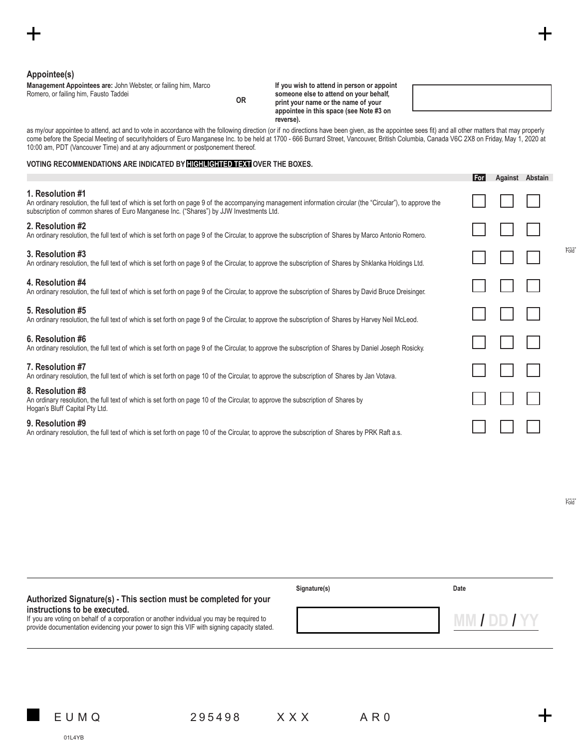## Appointee(s)

**Management Appointees are:** John Webster, or failing him, Marco Romero, or failing him, Fausto Taddei

**OR**

**If you wish to attend in person or appoint someone else to attend on your behalf, print your name or the name of your appointee in this space (see Note #3 on reverse).**

as my/our appointee to attend, act and to vote in accordance with the following direction (or if no directions have been given, as the appointee sees fit) and all other matters that may properly come before the Special Meeting of securityholders of Euro Manganese Inc. to be held at 1700 - 666 Burrard Street, Vancouver, British Columbia, Canada V6C 2X8 on Friday, May 1, 2020 at 10:00 am, PDT (Vancouver Time) and at any adjournment or postponement thereof.

**VOTING RECOMMENDATIONS ARE INDICATED BY HIGHLIGHTED TEXT OVER THE BOXES.**

| | For | Against | Abstain |
|---|---|---|---|
| **1. Resolution #1** An ordinary resolution, the full text of which is set forth on page 9 of the accompanying management information circular (the "Circular"), to approve the subscription of common shares of Euro Manganese Inc. ("Shares") by JJW Investments Ltd. | ☐ | ☐ | ☐ |
| **2. Resolution #2** An ordinary resolution, the full text of which is set forth on page 9 of the Circular, to approve the subscription of Shares by Marco Antonio Romero. | ☐ | ☐ | ☐ |
| **3. Resolution #3** An ordinary resolution, the full text of which is set forth on page 9 of the Circular, to approve the subscription of Shares by Shklanka Holdings Ltd. | ☐ | ☐ | ☐ |
| **4. Resolution #4** An ordinary resolution, the full text of which is set forth on page 9 of the Circular, to approve the subscription of Shares by David Bruce Dreisinger. | ☐ | ☐ | ☐ |
| **5. Resolution #5** An ordinary resolution, the full text of which is set forth on page 9 of the Circular, to approve the subscription of Shares by Harvey Neil McLeod. | ☐ | ☐ | ☐ |
| **6. Resolution #6** An ordinary resolution, the full text of which is set forth on page 9 of the Circular, to approve the subscription of Shares by Daniel Joseph Rosicky. | ☐ | ☐ | ☐ |
| **7. Resolution #7** An ordinary resolution, the full text of which is set forth on page 10 of the Circular, to approve the subscription of Shares by Jan Votava. | ☐ | ☐ | ☐ |
| **8. Resolution #8** An ordinary resolution, the full text of which is set forth on page 10 of the Circular, to approve the subscription of Shares by Hogan's Bluff Capital Pty Ltd. | ☐ | ☐ | ☐ |
| **9. Resolution #9** An ordinary resolution, the full text of which is set forth on page 10 of the Circular, to approve the subscription of Shares by PRK Raft a.s. | ☐ | ☐ | ☐ |

Fold

Fold

**Authorized Signature(s) - This section must be completed for your instructions to be executed.**

If you are voting on behalf of a corporation or another individual you may be required to provide documentation evidencing your power to sign this VIF with signing capacity stated.

Signature(s)

Date

MM / DD / YY

EUMQ 295498 XXX AR0

01L4YB